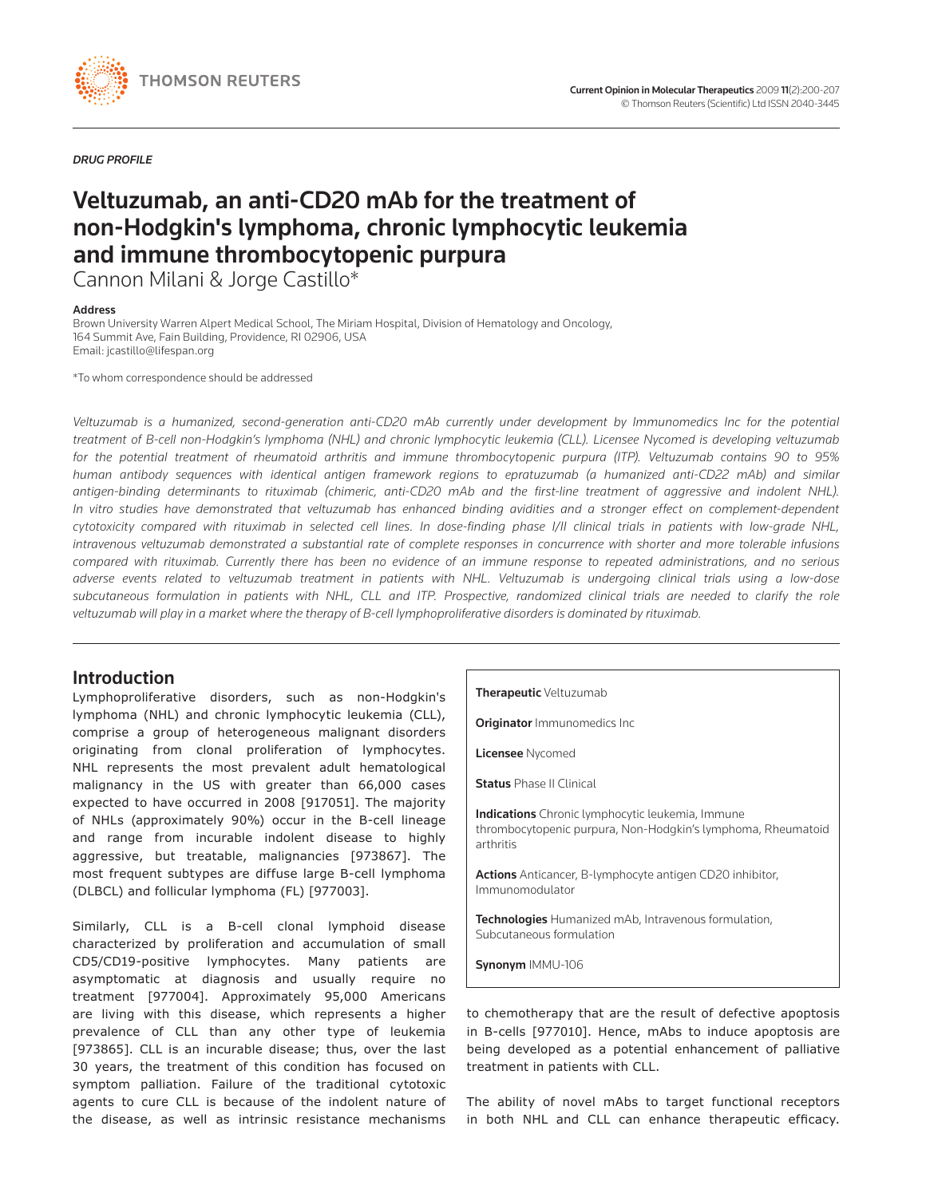*DRUG PROFILE*

# Veltuzumab, an anti-CD20 mAb for the treatment of non-Hodgkin's lymphoma, chronic lymphocytic leukemia and immune thrombocytopenic purpura

Cannon Milani & Jorge Castillo*

**Address**
Brown University Warren Alpert Medical School, The Miriam Hospital, Division of Hematology and Oncology, 164 Summit Ave, Fain Building, Providence, RI 02906, USA
Email: jcastillo@lifespan.org

*To whom correspondence should be addressed

*Veltuzumab is a humanized, second-generation anti-CD20 mAb currently under development by Immunomedics Inc for the potential treatment of B-cell non-Hodgkin's lymphoma (NHL) and chronic lymphocytic leukemia (CLL). Licensee Nycomed is developing veltuzumab for the potential treatment of rheumatoid arthritis and immune thrombocytopenic purpura (ITP). Veltuzumab contains 90 to 95% human antibody sequences with identical antigen framework regions to epratuzumab (a humanized anti-CD22 mAb) and similar antigen-binding determinants to rituximab (chimeric, anti-CD20 mAb and the first-line treatment of aggressive and indolent NHL). In vitro studies have demonstrated that veltuzumab has enhanced binding avidities and a stronger effect on complement-dependent cytotoxicity compared with rituximab in selected cell lines. In dose-finding phase I/II clinical trials in patients with low-grade NHL, intravenous veltuzumab demonstrated a substantial rate of complete responses in concurrence with shorter and more tolerable infusions compared with rituximab. Currently there has been no evidence of an immune response to repeated administrations, and no serious adverse events related to veltuzumab treatment in patients with NHL. Veltuzumab is undergoing clinical trials using a low-dose subcutaneous formulation in patients with NHL, CLL and ITP. Prospective, randomized clinical trials are needed to clarify the role veltuzumab will play in a market where the therapy of B-cell lymphoproliferative disorders is dominated by rituximab.*

## Introduction

Lymphoproliferative disorders, such as non-Hodgkin's lymphoma (NHL) and chronic lymphocytic leukemia (CLL), comprise a group of heterogeneous malignant disorders originating from clonal proliferation of lymphocytes. NHL represents the most prevalent adult hematological malignancy in the US with greater than 66,000 cases expected to have occurred in 2008 [917051]. The majority of NHLs (approximately 90%) occur in the B-cell lineage and range from incurable indolent disease to highly aggressive, but treatable, malignancies [973867]. The most frequent subtypes are diffuse large B-cell lymphoma (DLBCL) and follicular lymphoma (FL) [977003].

Similarly, CLL is a B-cell clonal lymphoid disease characterized by proliferation and accumulation of small CD5/CD19-positive lymphocytes. Many patients are asymptomatic at diagnosis and usually require no treatment [977004]. Approximately 95,000 Americans are living with this disease, which represents a higher prevalence of CLL than any other type of leukemia [973865]. CLL is an incurable disease; thus, over the last 30 years, the treatment of this condition has focused on symptom palliation. Failure of the traditional cytotoxic agents to cure CLL is because of the indolent nature of the disease, as well as intrinsic resistance mechanisms to chemotherapy that are the result of defective apoptosis in B-cells [977010]. Hence, mAbs to induce apoptosis are being developed as a potential enhancement of palliative treatment in patients with CLL.

**Therapeutic** Veltuzumab

**Originator** Immunomedics Inc

**Licensee** Nycomed

**Status** Phase II Clinical

**Indications** Chronic lymphocytic leukemia, Immune thrombocytopenic purpura, Non-Hodgkin's lymphoma, Rheumatoid arthritis

**Actions** Anticancer, B-lymphocyte antigen CD20 inhibitor, Immunomodulator

**Technologies** Humanized mAb, Intravenous formulation, Subcutaneous formulation

**Synonym** IMMU-106

The ability of novel mAbs to target functional receptors in both NHL and CLL can enhance therapeutic efficacy.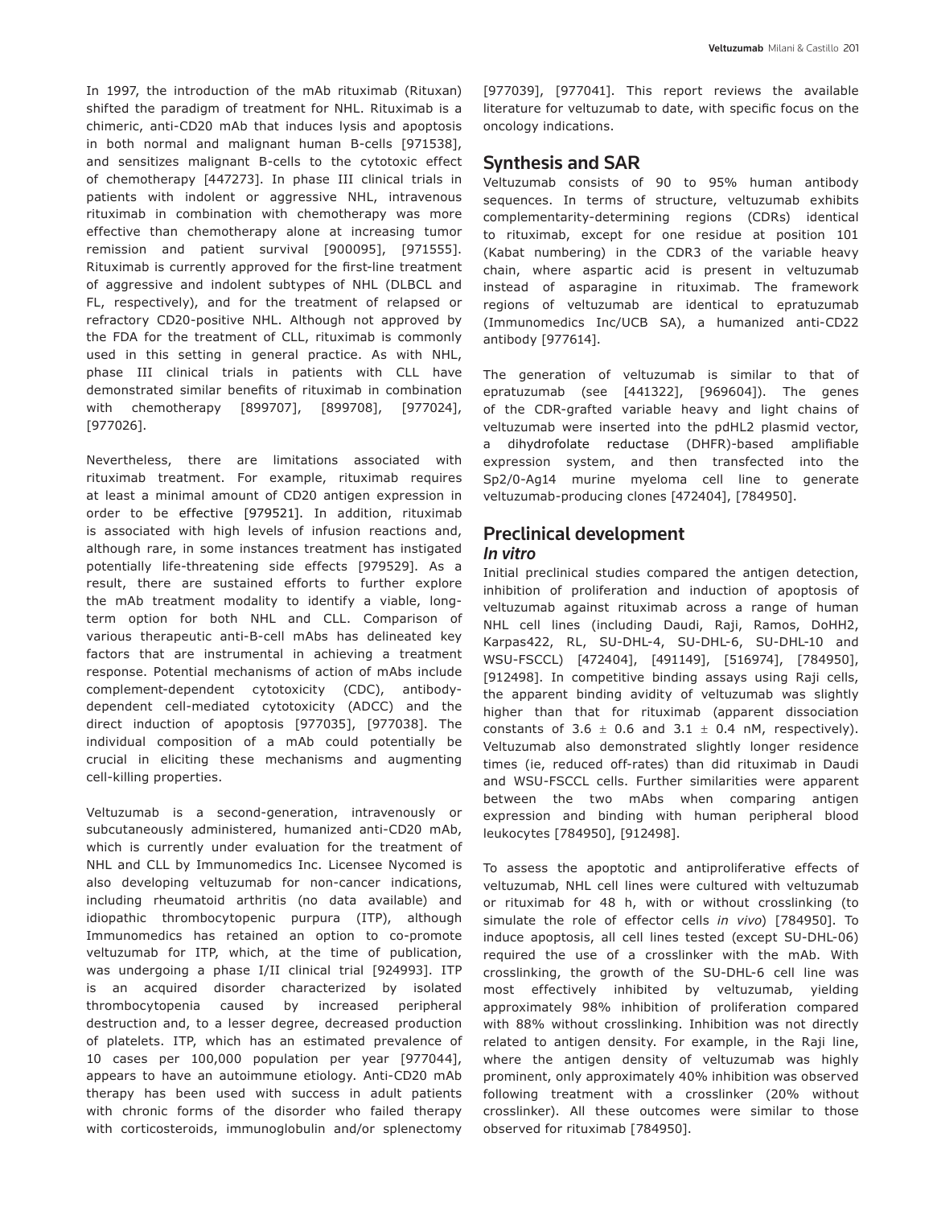In 1997, the introduction of the mAb rituximab (Rituxan) shifted the paradigm of treatment for NHL. Rituximab is a chimeric, anti-CD20 mAb that induces lysis and apoptosis in both normal and malignant human B-cells [971538], and sensitizes malignant B-cells to the cytotoxic effect of chemotherapy [447273]. In phase III clinical trials in patients with indolent or aggressive NHL, intravenous rituximab in combination with chemotherapy was more effective than chemotherapy alone at increasing tumor remission and patient survival [900095], [971555]. Rituximab is currently approved for the first-line treatment of aggressive and indolent subtypes of NHL (DLBCL and FL, respectively), and for the treatment of relapsed or refractory CD20-positive NHL. Although not approved by the FDA for the treatment of CLL, rituximab is commonly used in this setting in general practice. As with NHL, phase III clinical trials in patients with CLL have demonstrated similar benefits of rituximab in combination with chemotherapy [899707], [899708], [977024], [977026].

Nevertheless, there are limitations associated with rituximab treatment. For example, rituximab requires at least a minimal amount of CD20 antigen expression in order to be effective [979521]. In addition, rituximab is associated with high levels of infusion reactions and, although rare, in some instances treatment has instigated potentially life-threatening side effects [979529]. As a result, there are sustained efforts to further explore the mAb treatment modality to identify a viable, long-term option for both NHL and CLL. Comparison of various therapeutic anti-B-cell mAbs has delineated key factors that are instrumental in achieving a treatment response. Potential mechanisms of action of mAbs include complement-dependent cytotoxicity (CDC), antibody-dependent cell-mediated cytotoxicity (ADCC) and the direct induction of apoptosis [977035], [977038]. The individual composition of a mAb could potentially be crucial in eliciting these mechanisms and augmenting cell-killing properties.

Veltuzumab is a second-generation, intravenously or subcutaneously administered, humanized anti-CD20 mAb, which is currently under evaluation for the treatment of NHL and CLL by Immunomedics Inc. Licensee Nycomed is also developing veltuzumab for non-cancer indications, including rheumatoid arthritis (no data available) and idiopathic thrombocytopenic purpura (ITP), although Immunomedics has retained an option to co-promote veltuzumab for ITP, which, at the time of publication, was undergoing a phase I/II clinical trial [924993]. ITP is an acquired disorder characterized by isolated thrombocytopenia caused by increased peripheral destruction and, to a lesser degree, decreased production of platelets. ITP, which has an estimated prevalence of 10 cases per 100,000 population per year [977044], appears to have an autoimmune etiology. Anti-CD20 mAb therapy has been used with success in adult patients with chronic forms of the disorder who failed therapy with corticosteroids, immunoglobulin and/or splenectomy [977039], [977041]. This report reviews the available literature for veltuzumab to date, with specific focus on the oncology indications.

## Synthesis and SAR

Veltuzumab consists of 90 to 95% human antibody sequences. In terms of structure, veltuzumab exhibits complementarity-determining regions (CDRs) identical to rituximab, except for one residue at position 101 (Kabat numbering) in the CDR3 of the variable heavy chain, where aspartic acid is present in veltuzumab instead of asparagine in rituximab. The framework regions of veltuzumab are identical to epratuzumab (Immunomedics Inc/UCB SA), a humanized anti-CD22 antibody [977614].

The generation of veltuzumab is similar to that of epratuzumab (see [441322], [969604]). The genes of the CDR-grafted variable heavy and light chains of veltuzumab were inserted into the pdHL2 plasmid vector, a dihydrofolate reductase (DHFR)-based amplifiable expression system, and then transfected into the Sp2/0-Ag14 murine myeloma cell line to generate veltuzumab-producing clones [472404], [784950].

## Preclinical development

### *In vitro*

Initial preclinical studies compared the antigen detection, inhibition of proliferation and induction of apoptosis of veltuzumab against rituximab across a range of human NHL cell lines (including Daudi, Raji, Ramos, DoHH2, Karpas422, RL, SU-DHL-4, SU-DHL-6, SU-DHL-10 and WSU-FSCCL) [472404], [491149], [516974], [784950], [912498]. In competitive binding assays using Raji cells, the apparent binding avidity of veltuzumab was slightly higher than that for rituximab (apparent dissociation constants of $3.6 \pm 0.6$ and $3.1 \pm 0.4$ nM, respectively). Veltuzumab also demonstrated slightly longer residence times (ie, reduced off-rates) than did rituximab in Daudi and WSU-FSCCL cells. Further similarities were apparent between the two mAbs when comparing antigen expression and binding with human peripheral blood leukocytes [784950], [912498].

To assess the apoptotic and antiproliferative effects of veltuzumab, NHL cell lines were cultured with veltuzumab or rituximab for 48 h, with or without crosslinking (to simulate the role of effector cells *in vivo*) [784950]. To induce apoptosis, all cell lines tested (except SU-DHL-06) required the use of a crosslinker with the mAb. With crosslinking, the growth of the SU-DHL-6 cell line was most effectively inhibited by veltuzumab, yielding approximately 98% inhibition of proliferation compared with 88% without crosslinking. Inhibition was not directly related to antigen density. For example, in the Raji line, where the antigen density of veltuzumab was highly prominent, only approximately 40% inhibition was observed following treatment with a crosslinker (20% without crosslinker). All these outcomes were similar to those observed for rituximab [784950].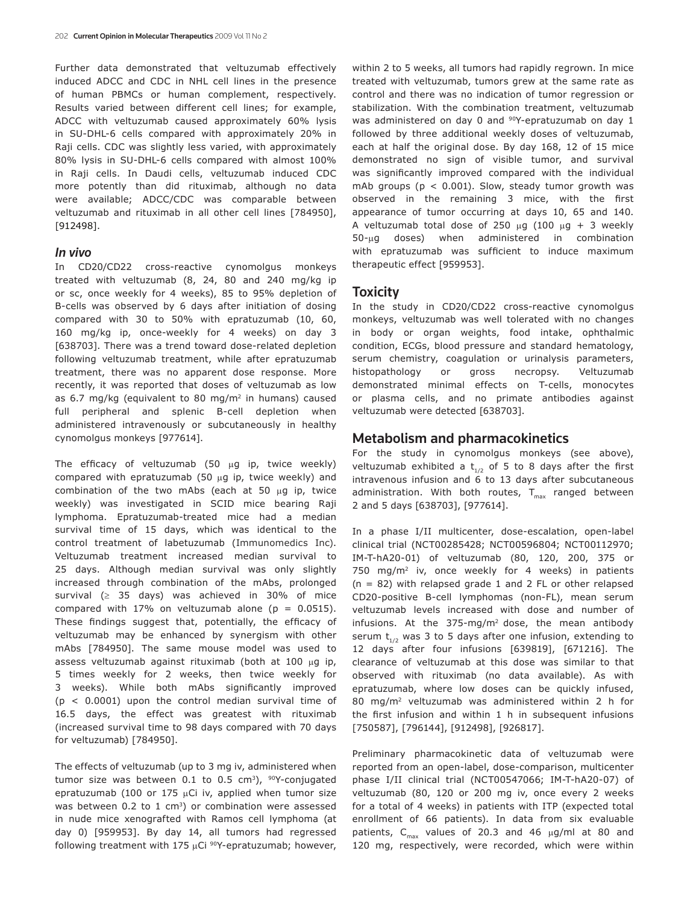Further data demonstrated that veltuzumab effectively induced ADCC and CDC in NHL cell lines in the presence of human PBMCs or human complement, respectively. Results varied between different cell lines; for example, ADCC with veltuzumab caused approximately 60% lysis in SU-DHL-6 cells compared with approximately 20% in Raji cells. CDC was slightly less varied, with approximately 80% lysis in SU-DHL-6 cells compared with almost 100% in Raji cells. In Daudi cells, veltuzumab induced CDC more potently than did rituximab, although no data were available; ADCC/CDC was comparable between veltuzumab and rituximab in all other cell lines [784950], [912498].

### *In vivo*

In CD20/CD22 cross-reactive cynomolgus monkeys treated with veltuzumab (8, 24, 80 and 240 mg/kg ip or sc, once weekly for 4 weeks), 85 to 95% depletion of B-cells was observed by 6 days after initiation of dosing compared with 30 to 50% with epratuzumab (10, 60, 160 mg/kg ip, once-weekly for 4 weeks) on day 3 [638703]. There was a trend toward dose-related depletion following veltuzumab treatment, while after epratuzumab treatment, there was no apparent dose response. More recently, it was reported that doses of veltuzumab as low as 6.7 mg/kg (equivalent to 80 mg/m$^2$ in humans) caused full peripheral and splenic B-cell depletion when administered intravenously or subcutaneously in healthy cynomolgus monkeys [977614].

The efficacy of veltuzumab (50 μg ip, twice weekly) compared with epratuzumab (50 μg ip, twice weekly) and combination of the two mAbs (each at 50 μg ip, twice weekly) was investigated in SCID mice bearing Raji lymphoma. Epratuzumab-treated mice had a median survival time of 15 days, which was identical to the control treatment of labetuzumab (Immunomedics Inc). Veltuzumab treatment increased median survival to 25 days. Although median survival was only slightly increased through combination of the mAbs, prolonged survival (≥ 35 days) was achieved in 30% of mice compared with 17% on veltuzumab alone ($p = 0.0515$). These findings suggest that, potentially, the efficacy of veltuzumab may be enhanced by synergism with other mAbs [784950]. The same mouse model was used to assess veltuzumab against rituximab (both at 100 μg ip, 5 times weekly for 2 weeks, then twice weekly for 3 weeks). While both mAbs significantly improved ($p < 0.0001$) upon the control median survival time of 16.5 days, the effect was greatest with rituximab (increased survival time to 98 days compared with 70 days for veltuzumab) [784950].

The effects of veltuzumab (up to 3 mg iv, administered when tumor size was between 0.1 to 0.5 cm$^3$), $^{90}$Y-conjugated epratuzumab (100 or 175 μCi iv, applied when tumor size was between 0.2 to 1 cm$^3$) or combination were assessed in nude mice xenografted with Ramos cell lymphoma (at day 0) [959953]. By day 14, all tumors had regressed following treatment with 175 μCi $^{90}$Y-epratuzumab; however, within 2 to 5 weeks, all tumors had rapidly regrown. In mice treated with veltuzumab, tumors grew at the same rate as control and there was no indication of tumor regression or stabilization. With the combination treatment, veltuzumab was administered on day 0 and $^{90}$Y-epratuzumab on day 1 followed by three additional weekly doses of veltuzumab, each at half the original dose. By day 168, 12 of 15 mice demonstrated no sign of visible tumor, and survival was significantly improved compared with the individual mAb groups ($p < 0.001$). Slow, steady tumor growth was observed in the remaining 3 mice, with the first appearance of tumor occurring at days 10, 65 and 140. A veltuzumab total dose of 250 μg (100 μg + 3 weekly 50-μg doses) when administered in combination with epratuzumab was sufficient to induce maximum therapeutic effect [959953].

## Toxicity

In the study in CD20/CD22 cross-reactive cynomolgus monkeys, veltuzumab was well tolerated with no changes in body or organ weights, food intake, ophthalmic condition, ECGs, blood pressure and standard hematology, serum chemistry, coagulation or urinalysis parameters, histopathology or gross necropsy. Veltuzumab demonstrated minimal effects on T-cells, monocytes or plasma cells, and no primate antibodies against veltuzumab were detected [638703].

## Metabolism and pharmacokinetics

For the study in cynomolgus monkeys (see above), veltuzumab exhibited a $t_{1/2}$ of 5 to 8 days after the first intravenous infusion and 6 to 13 days after subcutaneous administration. With both routes, $T_{max}$ ranged between 2 and 5 days [638703], [977614].

In a phase I/II multicenter, dose-escalation, open-label clinical trial (NCT00285428; NCT00596804; NCT00112970; IM-T-hA20-01) of veltuzumab (80, 120, 200, 375 or 750 mg/m$^2$ iv, once weekly for 4 weeks) in patients (n = 82) with relapsed grade 1 and 2 FL or other relapsed CD20-positive B-cell lymphomas (non-FL), mean serum veltuzumab levels increased with dose and number of infusions. At the 375-mg/m$^2$ dose, the mean antibody serum $t_{1/2}$ was 3 to 5 days after one infusion, extending to 12 days after four infusions [639819], [671216]. The clearance of veltuzumab at this dose was similar to that observed with rituximab (no data available). As with epratuzumab, where low doses can be quickly infused, 80 mg/m$^2$ veltuzumab was administered within 2 h for the first infusion and within 1 h in subsequent infusions [750587], [796144], [912498], [926817].

Preliminary pharmacokinetic data of veltuzumab were reported from an open-label, dose-comparison, multicenter phase I/II clinical trial (NCT00547066; IM-T-hA20-07) of veltuzumab (80, 120 or 200 mg iv, once every 2 weeks for a total of 4 weeks) in patients with ITP (expected total enrollment of 66 patients). In data from six evaluable patients, $C_{max}$ values of 20.3 and 46 μg/ml at 80 and 120 mg, respectively, were recorded, which were within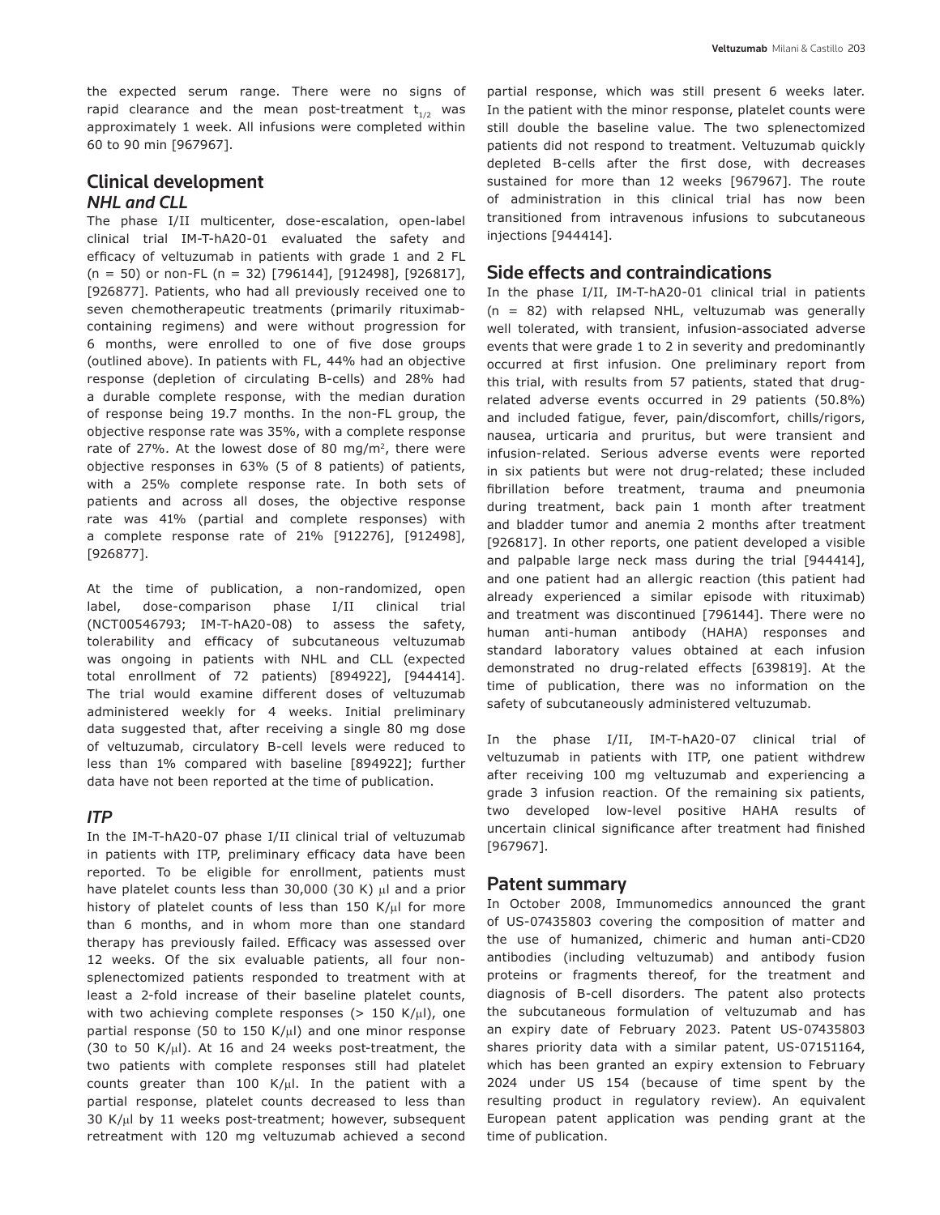the expected serum range. There were no signs of rapid clearance and the mean post-treatment $t_{1/2}$ was approximately 1 week. All infusions were completed within 60 to 90 min [967967].

## Clinical development

### *NHL and CLL*

The phase I/II multicenter, dose-escalation, open-label clinical trial IM-T-hA20-01 evaluated the safety and efficacy of veltuzumab in patients with grade 1 and 2 FL (n = 50) or non-FL (n = 32) [796144], [912498], [926817], [926877]. Patients, who had all previously received one to seven chemotherapeutic treatments (primarily rituximab-containing regimens) and were without progression for 6 months, were enrolled to one of five dose groups (outlined above). In patients with FL, 44% had an objective response (depletion of circulating B-cells) and 28% had a durable complete response, with the median duration of response being 19.7 months. In the non-FL group, the objective response rate was 35%, with a complete response rate of 27%. At the lowest dose of 80 mg/m$^2$, there were objective responses in 63% (5 of 8 patients) of patients, with a 25% complete response rate. In both sets of patients and across all doses, the objective response rate was 41% (partial and complete responses) with a complete response rate of 21% [912276], [912498], [926877].

At the time of publication, a non-randomized, open label, dose-comparison phase I/II clinical trial (NCT00546793; IM-T-hA20-08) to assess the safety, tolerability and efficacy of subcutaneous veltuzumab was ongoing in patients with NHL and CLL (expected total enrollment of 72 patients) [894922], [944414]. The trial would examine different doses of veltuzumab administered weekly for 4 weeks. Initial preliminary data suggested that, after receiving a single 80 mg dose of veltuzumab, circulatory B-cell levels were reduced to less than 1% compared with baseline [894922]; further data have not been reported at the time of publication.

### *ITP*

In the IM-T-hA20-07 phase I/II clinical trial of veltuzumab in patients with ITP, preliminary efficacy data have been reported. To be eligible for enrollment, patients must have platelet counts less than 30,000 (30 K) μl and a prior history of platelet counts of less than 150 K/μl for more than 6 months, and in whom more than one standard therapy has previously failed. Efficacy was assessed over 12 weeks. Of the six evaluable patients, all four non-splenectomized patients responded to treatment with at least a 2-fold increase of their baseline platelet counts, with two achieving complete responses (> 150 K/μl), one partial response (50 to 150 K/μl) and one minor response (30 to 50 K/μl). At 16 and 24 weeks post-treatment, the two patients with complete responses still had platelet counts greater than 100 K/μl. In the patient with a partial response, platelet counts decreased to less than 30 K/μl by 11 weeks post-treatment; however, subsequent retreatment with 120 mg veltuzumab achieved a second partial response, which was still present 6 weeks later. In the patient with the minor response, platelet counts were still double the baseline value. The two splenectomized patients did not respond to treatment. Veltuzumab quickly depleted B-cells after the first dose, with decreases sustained for more than 12 weeks [967967]. The route of administration in this clinical trial has now been transitioned from intravenous infusions to subcutaneous injections [944414].

## Side effects and contraindications

In the phase I/II, IM-T-hA20-01 clinical trial in patients (n = 82) with relapsed NHL, veltuzumab was generally well tolerated, with transient, infusion-associated adverse events that were grade 1 to 2 in severity and predominantly occurred at first infusion. One preliminary report from this trial, with results from 57 patients, stated that drug-related adverse events occurred in 29 patients (50.8%) and included fatigue, fever, pain/discomfort, chills/rigors, nausea, urticaria and pruritus, but were transient and infusion-related. Serious adverse events were reported in six patients but were not drug-related; these included fibrillation before treatment, trauma and pneumonia during treatment, back pain 1 month after treatment and bladder tumor and anemia 2 months after treatment [926817]. In other reports, one patient developed a visible and palpable large neck mass during the trial [944414], and one patient had an allergic reaction (this patient had already experienced a similar episode with rituximab) and treatment was discontinued [796144]. There were no human anti-human antibody (HAHA) responses and standard laboratory values obtained at each infusion demonstrated no drug-related effects [639819]. At the time of publication, there was no information on the safety of subcutaneously administered veltuzumab.

In the phase I/II, IM-T-hA20-07 clinical trial of veltuzumab in patients with ITP, one patient withdrew after receiving 100 mg veltuzumab and experiencing a grade 3 infusion reaction. Of the remaining six patients, two developed low-level positive HAHA results of uncertain clinical significance after treatment had finished [967967].

## Patent summary

In October 2008, Immunomedics announced the grant of US-07435803 covering the composition of matter and the use of humanized, chimeric and human anti-CD20 antibodies (including veltuzumab) and antibody fusion proteins or fragments thereof, for the treatment and diagnosis of B-cell disorders. The patent also protects the subcutaneous formulation of veltuzumab and has an expiry date of February 2023. Patent US-07435803 shares priority data with a similar patent, US-07151164, which has been granted an expiry extension to February 2024 under US 154 (because of time spent by the resulting product in regulatory review). An equivalent European patent application was pending grant at the time of publication.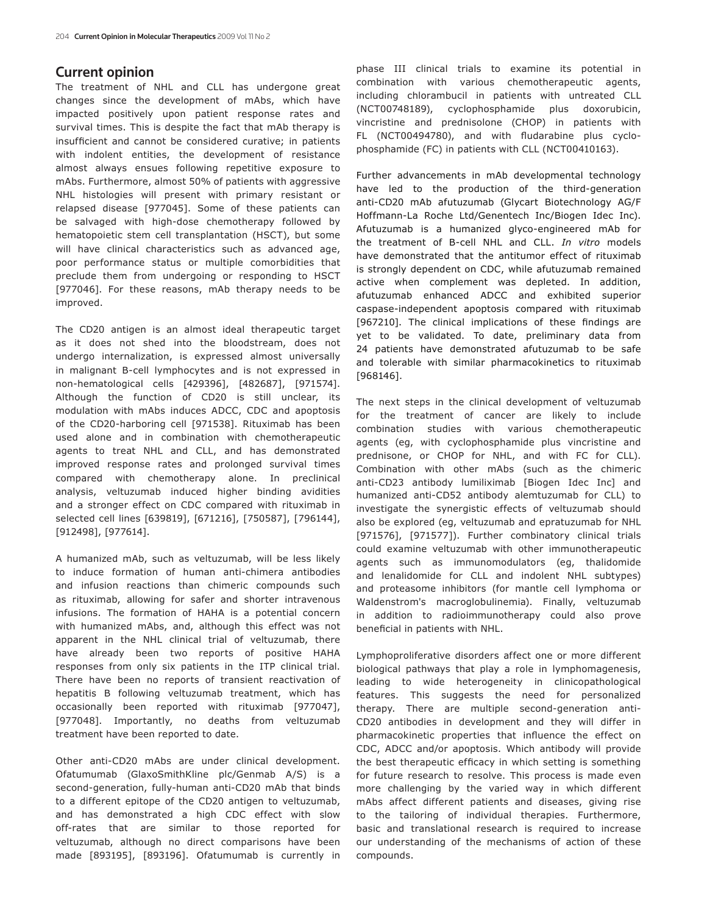## Current opinion

The treatment of NHL and CLL has undergone great changes since the development of mAbs, which have impacted positively upon patient response rates and survival times. This is despite the fact that mAb therapy is insufficient and cannot be considered curative; in patients with indolent entities, the development of resistance almost always ensues following repetitive exposure to mAbs. Furthermore, almost 50% of patients with aggressive NHL histologies will present with primary resistant or relapsed disease [977045]. Some of these patients can be salvaged with high-dose chemotherapy followed by hematopoietic stem cell transplantation (HSCT), but some will have clinical characteristics such as advanced age, poor performance status or multiple comorbidities that preclude them from undergoing or responding to HSCT [977046]. For these reasons, mAb therapy needs to be improved.

The CD20 antigen is an almost ideal therapeutic target as it does not shed into the bloodstream, does not undergo internalization, is expressed almost universally in malignant B-cell lymphocytes and is not expressed in non-hematological cells [429396], [482687], [971574]. Although the function of CD20 is still unclear, its modulation with mAbs induces ADCC, CDC and apoptosis of the CD20-harboring cell [971538]. Rituximab has been used alone and in combination with chemotherapeutic agents to treat NHL and CLL, and has demonstrated improved response rates and prolonged survival times compared with chemotherapy alone. In preclinical analysis, veltuzumab induced higher binding avidities and a stronger effect on CDC compared with rituximab in selected cell lines [639819], [671216], [750587], [796144], [912498], [977614].

A humanized mAb, such as veltuzumab, will be less likely to induce formation of human anti-chimera antibodies and infusion reactions than chimeric compounds such as rituximab, allowing for safer and shorter intravenous infusions. The formation of HAHA is a potential concern with humanized mAbs, and, although this effect was not apparent in the NHL clinical trial of veltuzumab, there have already been two reports of positive HAHA responses from only six patients in the ITP clinical trial. There have been no reports of transient reactivation of hepatitis B following veltuzumab treatment, which has occasionally been reported with rituximab [977047], [977048]. Importantly, no deaths from veltuzumab treatment have been reported to date.

Other anti-CD20 mAbs are under clinical development. Ofatumumab (GlaxoSmithKline plc/Genmab A/S) is a second-generation, fully-human anti-CD20 mAb that binds to a different epitope of the CD20 antigen to veltuzumab, and has demonstrated a high CDC effect with slow off-rates that are similar to those reported for veltuzumab, although no direct comparisons have been made [893195], [893196]. Ofatumumab is currently in phase III clinical trials to examine its potential in combination with various chemotherapeutic agents, including chlorambucil in patients with untreated CLL (NCT00748189), cyclophosphamide plus doxorubicin, vincristine and prednisolone (CHOP) in patients with FL (NCT00494780), and with fludarabine plus cyclophosphamide (FC) in patients with CLL (NCT00410163).

Further advancements in mAb developmental technology have led to the production of the third-generation anti-CD20 mAb afutuzumab (Glycart Biotechnology AG/F Hoffmann-La Roche Ltd/Genentech Inc/Biogen Idec Inc). Afutuzumab is a humanized glyco-engineered mAb for the treatment of B-cell NHL and CLL. *In vitro* models have demonstrated that the antitumor effect of rituximab is strongly dependent on CDC, while afutuzumab remained active when complement was depleted. In addition, afutuzumab enhanced ADCC and exhibited superior caspase-independent apoptosis compared with rituximab [967210]. The clinical implications of these findings are yet to be validated. To date, preliminary data from 24 patients have demonstrated afutuzumab to be safe and tolerable with similar pharmacokinetics to rituximab [968146].

The next steps in the clinical development of veltuzumab for the treatment of cancer are likely to include combination studies with various chemotherapeutic agents (eg, with cyclophosphamide plus vincristine and prednisone, or CHOP for NHL, and with FC for CLL). Combination with other mAbs (such as the chimeric anti-CD23 antibody lumiliximab [Biogen Idec Inc] and humanized anti-CD52 antibody alemtuzumab for CLL) to investigate the synergistic effects of veltuzumab should also be explored (eg, veltuzumab and epratuzumab for NHL [971576], [971577]). Further combinatory clinical trials could examine veltuzumab with other immunotherapeutic agents such as immunomodulators (eg, thalidomide and lenalidomide for CLL and indolent NHL subtypes) and proteasome inhibitors (for mantle cell lymphoma or Waldenstrom's macroglobulinemia). Finally, veltuzumab in addition to radioimmunotherapy could also prove beneficial in patients with NHL.

Lymphoproliferative disorders affect one or more different biological pathways that play a role in lymphomagenesis, leading to wide heterogeneity in clinicopathological features. This suggests the need for personalized therapy. There are multiple second-generation anti-CD20 antibodies in development and they will differ in pharmacokinetic properties that influence the effect on CDC, ADCC and/or apoptosis. Which antibody will provide the best therapeutic efficacy in which setting is something for future research to resolve. This process is made even more challenging by the varied way in which different mAbs affect different patients and diseases, giving rise to the tailoring of individual therapies. Furthermore, basic and translational research is required to increase our understanding of the mechanisms of action of these compounds.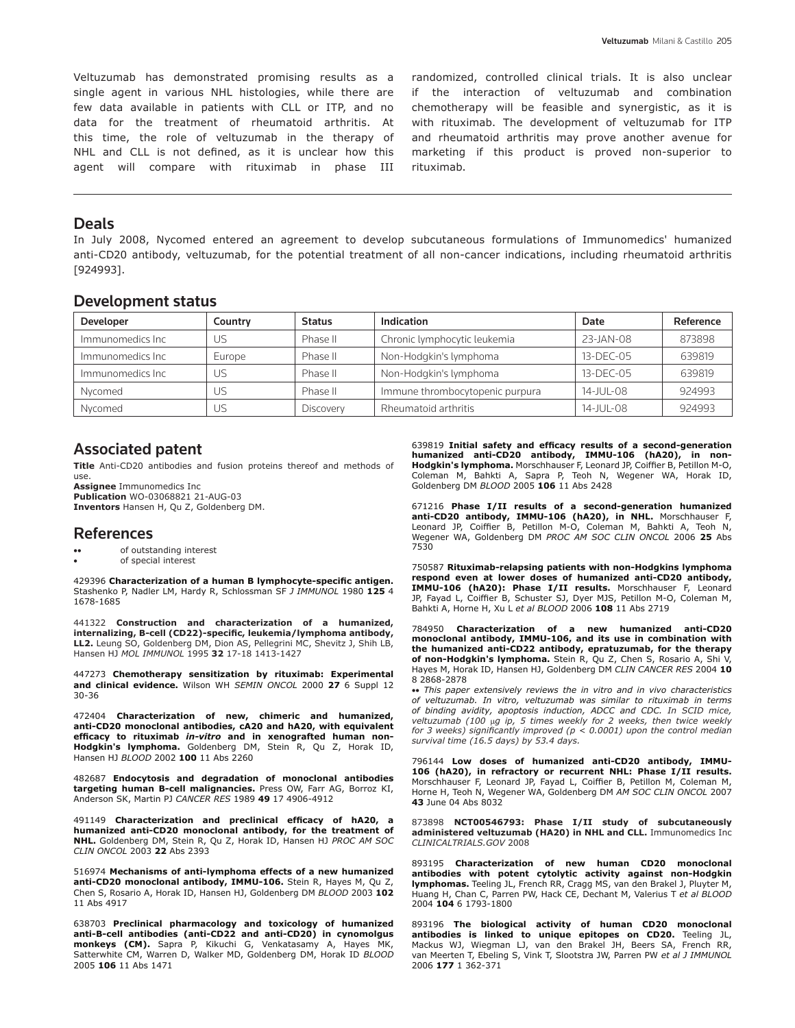Veltuzumab has demonstrated promising results as a single agent in various NHL histologies, while there are few data available in patients with CLL or ITP, and no data for the treatment of rheumatoid arthritis. At this time, the role of veltuzumab in the therapy of NHL and CLL is not defined, as it is unclear how this agent will compare with rituximab in phase III randomized, controlled clinical trials. It is also unclear if the interaction of veltuzumab and combination chemotherapy will be feasible and synergistic, as it is with rituximab. The development of veltuzumab for ITP and rheumatoid arthritis may prove another avenue for marketing if this product is proved non-superior to rituximab.

## Deals

In July 2008, Nycomed entered an agreement to develop subcutaneous formulations of Immunomedics' humanized anti-CD20 antibody, veltuzumab, for the potential treatment of all non-cancer indications, including rheumatoid arthritis [924993].

## Development status

| Developer | Country | Status | Indication | Date | Reference |
|---|---|---|---|---|---|
| Immunomedics Inc | US | Phase II | Chronic lymphocytic leukemia | 23-JAN-08 | 873898 |
| Immunomedics Inc | Europe | Phase II | Non-Hodgkin's lymphoma | 13-DEC-05 | 639819 |
| Immunomedics Inc | US | Phase II | Non-Hodgkin's lymphoma | 13-DEC-05 | 639819 |
| Nycomed | US | Phase II | Immune thrombocytopenic purpura | 14-JUL-08 | 924993 |
| Nycomed | US | Discovery | Rheumatoid arthritis | 14-JUL-08 | 924993 |

## Associated patent

**Title** Anti-CD20 antibodies and fusion proteins thereof and methods of use.
**Assignee** Immunomedics Inc
**Publication** WO-03068821 21-AUG-03
**Inventors** Hansen H, Qu Z, Goldenberg DM.

## References

•• of outstanding interest
• of special interest

429396 **Characterization of a human B lymphocyte-specific antigen.** Stashenko P, Nadler LM, Hardy R, Schlossman SF *J IMMUNOL* 1980 **125** 4 1678-1685

441322 **Construction and characterization of a humanized, internalizing, B-cell (CD22)-specific, leukemia/lymphoma antibody, LL2.** Leung SO, Goldenberg DM, Dion AS, Pellegrini MC, Shevitz J, Shih LB, Hansen HJ *MOL IMMUNOL* 1995 **32** 17-18 1413-1427

447273 **Chemotherapy sensitization by rituximab: Experimental and clinical evidence.** Wilson WH *SEMIN ONCOL* 2000 **27** 6 Suppl 12 30-36

472404 **Characterization of new, chimeric and humanized, anti-CD20 monoclonal antibodies, cA20 and hA20, with equivalent efficacy to rituximab *in-vitro* and in xenografted human non-Hodgkin's lymphoma.** Goldenberg DM, Stein R, Qu Z, Horak ID, Hansen HJ *BLOOD* 2002 **100** 11 Abs 2260

482687 **Endocytosis and degradation of monoclonal antibodies targeting human B-cell malignancies.** Press OW, Farr AG, Borroz KI, Anderson SK, Martin PJ *CANCER RES* 1989 **49** 17 4906-4912

491149 **Characterization and preclinical efficacy of hA20, a humanized anti-CD20 monoclonal antibody, for the treatment of NHL.** Goldenberg DM, Stein R, Qu Z, Horak ID, Hansen HJ *PROC AM SOC CLIN ONCOL* 2003 **22** Abs 2393

516974 **Mechanisms of anti-lymphoma effects of a new humanized anti-CD20 monoclonal antibody, IMMU-106.** Stein R, Hayes M, Qu Z, Chen S, Rosario A, Horak ID, Hansen HJ, Goldenberg DM *BLOOD* 2003 **102** 11 Abs 4917

638703 **Preclinical pharmacology and toxicology of humanized anti-B-cell antibodies (anti-CD22 and anti-CD20) in cynomolgus monkeys (CM).** Sapra P, Kikuchi G, Venkatasamy A, Hayes MK, Satterwhite CM, Warren D, Walker MD, Goldenberg DM, Horak ID *BLOOD* 2005 **106** 11 Abs 1471

639819 **Initial safety and efficacy results of a second-generation humanized anti-CD20 antibody, IMMU-106 (hA20), in non-Hodgkin's lymphoma.** Morschhauser F, Leonard JP, Coiffier B, Petillon M-O, Coleman M, Bahkti A, Sapra P, Teoh N, Wegener WA, Horak ID, Goldenberg DM *BLOOD* 2005 **106** 11 Abs 2428

671216 **Phase I/II results of a second-generation humanized anti-CD20 antibody, IMMU-106 (hA20), in NHL.** Morschhauser F, Leonard JP, Coiffier B, Petillon M-O, Coleman M, Bahkti A, Teoh N, Wegener WA, Goldenberg DM *PROC AM SOC CLIN ONCOL* 2006 **25** Abs 7530

750587 **Rituximab-relapsing patients with non-Hodgkins lymphoma respond even at lower doses of humanized anti-CD20 antibody, IMMU-106 (hA20): Phase I/II results.** Morschhauser F, Leonard JP, Fayad L, Coiffier B, Schuster SJ, Dyer MJS, Petillon M-O, Coleman M, Bahkti A, Horne H, Xu L *et al BLOOD* 2006 **108** 11 Abs 2719

784950 **Characterization of a new humanized anti-CD20 monoclonal antibody, IMMU-106, and its use in combination with the humanized anti-CD22 antibody, epratuzumab, for the therapy of non-Hodgkin's lymphoma.** Stein R, Qu Z, Chen S, Rosario A, Shi V, Hayes M, Horak ID, Hansen HJ, Goldenberg DM *CLIN CANCER RES* 2004 **10** 8 2868-2878

•• *This paper extensively reviews the in vitro and in vivo characteristics of veltuzumab. In vitro, veltuzumab was similar to rituximab in terms of binding avidity, apoptosis induction, ADCC and CDC. In SCID mice, veltuzumab (100 μg ip, 5 times weekly for 2 weeks, then twice weekly for 3 weeks) significantly improved (p < 0.0001) upon the control median survival time (16.5 days) by 53.4 days.*

796144 **Low doses of humanized anti-CD20 antibody, IMMU-106 (hA20), in refractory or recurrent NHL: Phase I/II results.** Morschhauser F, Leonard JP, Fayad L, Coiffier B, Petillon M, Coleman M, Horne H, Teoh N, Wegener WA, Goldenberg DM *AM SOC CLIN ONCOL* 2007 **43** June 04 Abs 8032

873898 **NCT00546793: Phase I/II study of subcutaneously administered veltuzumab (HA20) in NHL and CLL.** Immunomedics Inc *CLINICALTRIALS.GOV* 2008

893195 **Characterization of new human CD20 monoclonal antibodies with potent cytolytic activity against non-Hodgkin lymphomas.** Teeling JL, French RR, Cragg MS, van den Brakel J, Pluyter M, Huang H, Chan C, Parren PW, Hack CE, Dechant M, Valerius T *et al BLOOD* 2004 **104** 6 1793-1800

893196 **The biological activity of human CD20 monoclonal antibodies is linked to unique epitopes on CD20.** Teeling JL, Mackus WJ, Wiegman LJ, van den Brakel JH, Beers SA, French RR, van Meerten T, Ebeling S, Vink T, Slootstra JW, Parren PW *et al J IMMUNOL* 2006 **177** 1 362-371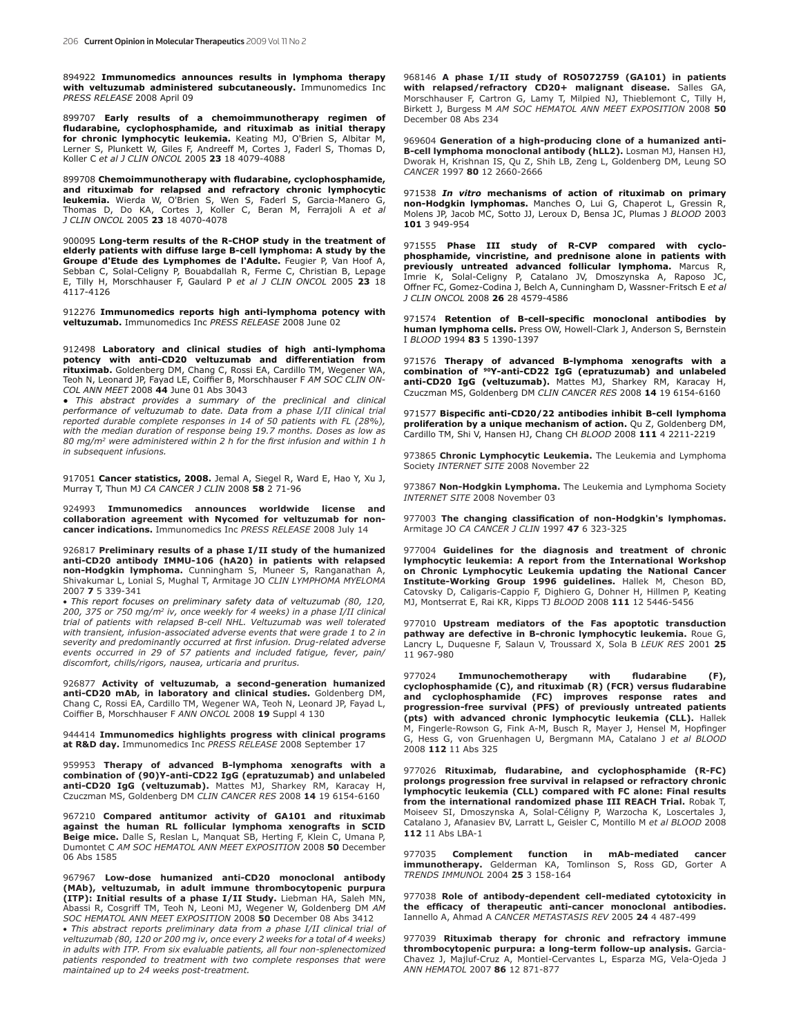894922 **Immunomedics announces results in lymphoma therapy with veltuzumab administered subcutaneously.** Immunomedics Inc *PRESS RELEASE* 2008 April 09

899707 **Early results of a chemoimmunotherapy regimen of fludarabine, cyclophosphamide, and rituximab as initial therapy for chronic lymphocytic leukemia.** Keating MJ, O'Brien S, Albitar M, Lerner S, Plunkett W, Giles F, Andreeff M, Cortes J, Faderl S, Thomas D, Koller C *et al J CLIN ONCOL* 2005 **23** 18 4079-4088

899708 **Chemoimmunotherapy with fludarabine, cyclophosphamide, and rituximab for relapsed and refractory chronic lymphocytic leukemia.** Wierda W, O'Brien S, Wen S, Faderl S, Garcia-Manero G, Thomas D, Do KA, Cortes J, Koller C, Beran M, Ferrajoli A *et al J CLIN ONCOL* 2005 **23** 18 4070-4078

900095 **Long-term results of the R-CHOP study in the treatment of elderly patients with diffuse large B-cell lymphoma: A study by the Groupe d'Etude des Lymphomes de l'Adulte.** Feugier P, Van Hoof A, Sebban C, Solal-Celigny P, Bouabdallah R, Ferme C, Christian B, Lepage E, Tilly H, Morschhauser F, Gaulard P *et al J CLIN ONCOL* 2005 **23** 18 4117-4126

912276 **Immunomedics reports high anti-lymphoma potency with veltuzumab.** Immunomedics Inc *PRESS RELEASE* 2008 June 02

912498 **Laboratory and clinical studies of high anti-lymphoma potency with anti-CD20 veltuzumab and differentiation from rituximab.** Goldenberg DM, Chang C, Rossi EA, Cardillo TM, Wegener WA, Teoh N, Leonard JP, Fayad LE, Coiffier B, Morschhauser F *AM SOC CLIN ONCOL ANN MEET* 2008 **44** June 01 Abs 3043

• *This abstract provides a summary of the preclinical and clinical performance of veltuzumab to date. Data from a phase I/II clinical trial reported durable complete responses in 14 of 50 patients with FL (28%), with the median duration of response being 19.7 months. Doses as low as 80 mg/m² were administered within 2 h for the first infusion and within 1 h in subsequent infusions.*

917051 **Cancer statistics, 2008.** Jemal A, Siegel R, Ward E, Hao Y, Xu J, Murray T, Thun MJ *CA CANCER J CLIN* 2008 **58** 2 71-96

924993 **Immunomedics announces worldwide license and collaboration agreement with Nycomed for veltuzumab for non-cancer indications.** Immunomedics Inc *PRESS RELEASE* 2008 July 14

926817 **Preliminary results of a phase I/II study of the humanized anti-CD20 antibody IMMU-106 (hA20) in patients with relapsed non-Hodgkin lymphoma.** Cunningham S, Muneer S, Ranganathan A, Shivakumar L, Lonial S, Mughal T, Armitage JO *CLIN LYMPHOMA MYELOMA* 2007 **7** 5 339-341

• *This report focuses on preliminary safety data of veltuzumab (80, 120, 200, 375 or 750 mg/m² iv, once weekly for 4 weeks) in a phase I/II clinical trial of patients with relapsed B-cell NHL. Veltuzumab was well tolerated with transient, infusion-associated adverse events that were grade 1 to 2 in severity and predominantly occurred at first infusion. Drug-related adverse events occurred in 29 of 57 patients and included fatigue, fever, pain/discomfort, chills/rigors, nausea, urticaria and pruritus.*

926877 **Activity of veltuzumab, a second-generation humanized anti-CD20 mAb, in laboratory and clinical studies.** Goldenberg DM, Chang C, Rossi EA, Cardillo TM, Wegener WA, Teoh N, Leonard JP, Fayad L, Coiffier B, Morschhauser F *ANN ONCOL* 2008 **19** Suppl 4 130

944414 **Immunomedics highlights progress with clinical programs at R&D day.** Immunomedics Inc *PRESS RELEASE* 2008 September 17

959953 **Therapy of advanced B-lymphoma xenografts with a combination of (90)Y-anti-CD22 IgG (epratuzumab) and unlabeled anti-CD20 IgG (veltuzumab).** Mattes MJ, Sharkey RM, Karacay H, Czuczman MS, Goldenberg DM *CLIN CANCER RES* 2008 **14** 19 6154-6160

967210 **Compared antitumor activity of GA101 and rituximab against the human RL follicular lymphoma xenografts in SCID Beige mice.** Dalle S, Reslan L, Manquat SB, Herting F, Klein C, Umana P, Dumontet C *AM SOC HEMATOL ANN MEET EXPOSITION* 2008 **50** December 06 Abs 1585

967967 **Low-dose humanized anti-CD20 monoclonal antibody (MAb), veltuzumab, in adult immune thrombocytopenic purpura (ITP): Initial results of a phase I/II Study.** Liebman HA, Saleh MN, Abassi R, Cosgriff TM, Teoh N, Leoni MJ, Wegener W, Goldenberg DM *AM SOC HEMATOL ANN MEET EXPOSITION* 2008 **50** December 08 Abs 3412

• *This abstract reports preliminary data from a phase I/II clinical trial of veltuzumab (80, 120 or 200 mg iv, once every 2 weeks for a total of 4 weeks) in adults with ITP. From six evaluable patients, all four non-splenectomized patients responded to treatment with two complete responses that were maintained up to 24 weeks post-treatment.*

968146 **A phase I/II study of RO5072759 (GA101) in patients with relapsed/refractory CD20+ malignant disease.** Salles GA, Morschhauser F, Cartron G, Lamy T, Milpied NJ, Thieblemont C, Tilly H, Birkett J, Burgess M *AM SOC HEMATOL ANN MEET EXPOSITION* 2008 **50** December 08 Abs 234

969604 **Generation of a high-producing clone of a humanized anti-B-cell lymphoma monoclonal antibody (hLL2).** Losman MJ, Hansen HJ, Dworak H, Krishnan IS, Qu Z, Shih LB, Zeng L, Goldenberg DM, Leung SO *CANCER* 1997 **80** 12 2660-2666

971538 ***In vitro* mechanisms of action of rituximab on primary non-Hodgkin lymphomas.** Manches O, Lui G, Chaperot L, Gressin R, Molens JP, Jacob MC, Sotto JJ, Leroux D, Bensa JC, Plumas J *BLOOD* 2003 **101** 3 949-954

971555 **Phase III study of R-CVP compared with cyclophosphamide, vincristine, and prednisone alone in patients with previously untreated advanced follicular lymphoma.** Marcus R, Imrie K, Solal-Celigny P, Catalano JV, Dmoszynska A, Raposo JC, Offner FC, Gomez-Codina J, Belch A, Cunningham D, Wassner-Fritsch E *et al J CLIN ONCOL* 2008 **26** 28 4579-4586

971574 **Retention of B-cell-specific monoclonal antibodies by human lymphoma cells.** Press OW, Howell-Clark J, Anderson S, Bernstein I *BLOOD* 1994 **83** 5 1390-1397

971576 **Therapy of advanced B-lymphoma xenografts with a combination of $^{90}$Y-anti-CD22 IgG (epratuzumab) and unlabeled anti-CD20 IgG (veltuzumab).** Mattes MJ, Sharkey RM, Karacay H, Czuczman MS, Goldenberg DM *CLIN CANCER RES* 2008 **14** 19 6154-6160

971577 **Bispecific anti-CD20/22 antibodies inhibit B-cell lymphoma proliferation by a unique mechanism of action.** Qu Z, Goldenberg DM, Cardillo TM, Shi V, Hansen HJ, Chang CH *BLOOD* 2008 **111** 4 2211-2219

973865 **Chronic Lymphocytic Leukemia.** The Leukemia and Lymphoma Society *INTERNET SITE* 2008 November 22

973867 **Non-Hodgkin Lymphoma.** The Leukemia and Lymphoma Society *INTERNET SITE* 2008 November 03

977003 **The changing classification of non-Hodgkin's lymphomas.** Armitage JO *CA CANCER J CLIN* 1997 **47** 6 323-325

977004 **Guidelines for the diagnosis and treatment of chronic lymphocytic leukemia: A report from the International Workshop on Chronic Lymphocytic Leukemia updating the National Cancer Institute-Working Group 1996 guidelines.** Hallek M, Cheson BD, Catovsky D, Caligaris-Cappio F, Dighiero G, Dohner H, Hillmen P, Keating MJ, Montserrat E, Rai KR, Kipps TJ *BLOOD* 2008 **111** 12 5446-5456

977010 **Upstream mediators of the Fas apoptotic transduction pathway are defective in B-chronic lymphocytic leukemia.** Roue G, Lancry L, Duquesne F, Salaun V, Troussard X, Sola B *LEUK RES* 2001 **25** 11 967-980

977024 **Immunochemotherapy with fludarabine (F), cyclophosphamide (C), and rituximab (R) (FCR) versus fludarabine and cyclophosphamide (FC) improves response rates and progression-free survival (PFS) of previously untreated patients (pts) with advanced chronic lymphocytic leukemia (CLL).** Hallek M, Fingerle-Rowson G, Fink A-M, Busch R, Mayer J, Hensel M, Hopfinger G, Hess G, von Gruenhagen U, Bergmann MA, Catalano J *et al BLOOD* 2008 **112** 11 Abs 325

977026 **Rituximab, fludarabine, and cyclophosphamide (R-FC) prolongs progression free survival in relapsed or refractory chronic lymphocytic leukemia (CLL) compared with FC alone: Final results from the international randomized phase III REACH Trial.** Robak T, Moiseev SI, Dmoszynska A, Solal-Céligny P, Warzocha K, Loscertales J, Catalano J, Afanasiev BV, Larratt L, Geisler C, Montillo M *et al BLOOD* 2008 **112** 11 Abs LBA-1

977035 **Complement function in mAb-mediated cancer immunotherapy.** Gelderman KA, Tomlinson S, Ross GD, Gorter A *TRENDS IMMUNOL* 2004 **25** 3 158-164

977038 **Role of antibody-dependent cell-mediated cytotoxicity in the efficacy of therapeutic anti-cancer monoclonal antibodies.** Iannello A, Ahmad A *CANCER METASTASIS REV* 2005 **24** 4 487-499

977039 **Rituximab therapy for chronic and refractory immune thrombocytopenic purpura: a long-term follow-up analysis.** Garcia-Chavez J, Majluf-Cruz A, Montiel-Cervantes L, Esparza MG, Vela-Ojeda J *ANN HEMATOL* 2007 **86** 12 871-877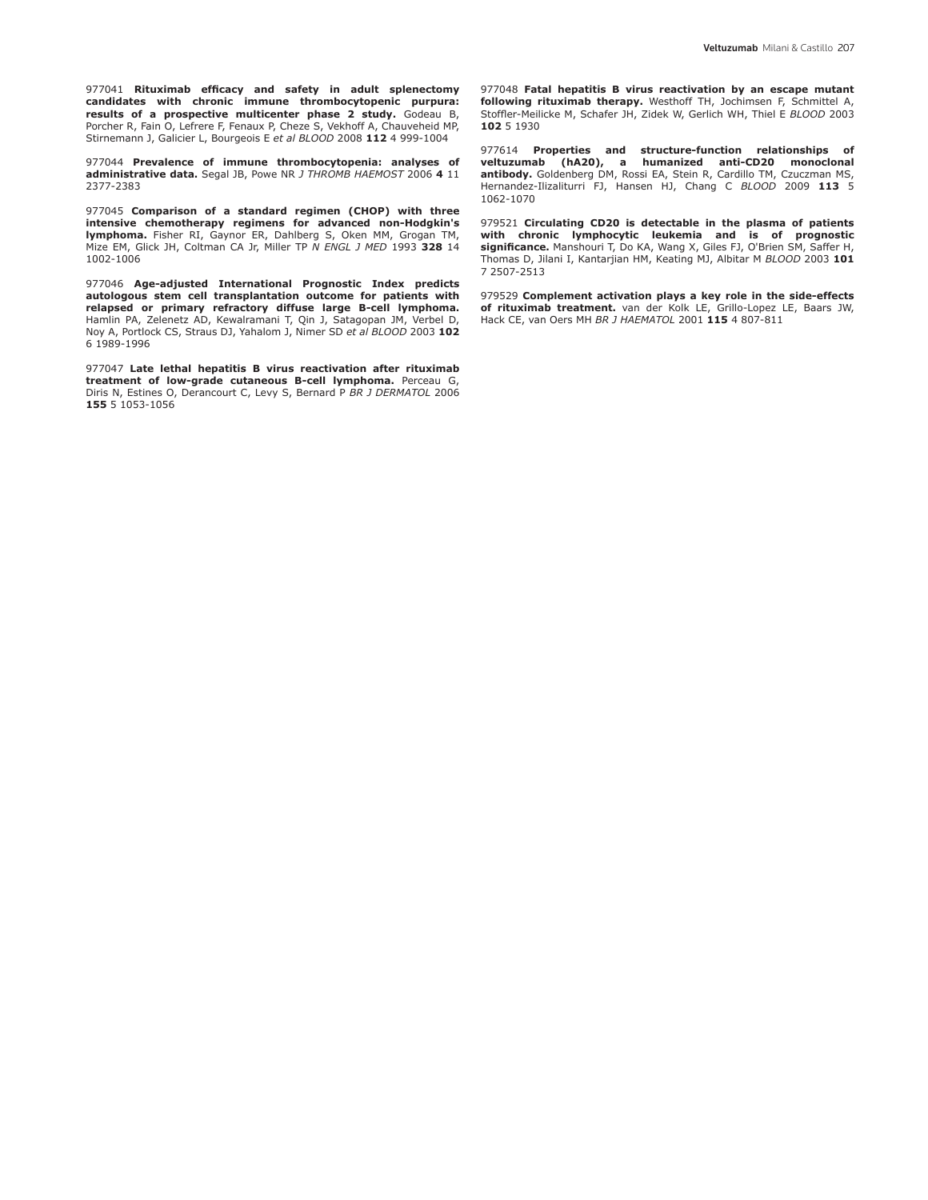977041 **Rituximab efficacy and safety in adult splenectomy candidates with chronic immune thrombocytopenic purpura: results of a prospective multicenter phase 2 study.** Godeau B, Porcher R, Fain O, Lefrere F, Fenaux P, Cheze S, Vekhoff A, Chauveheid MP, Stirnemann J, Galicier L, Bourgeois E *et al BLOOD* 2008 **112** 4 999-1004

977044 **Prevalence of immune thrombocytopenia: analyses of administrative data.** Segal JB, Powe NR *J THROMB HAEMOST* 2006 **4** 11 2377-2383

977045 **Comparison of a standard regimen (CHOP) with three intensive chemotherapy regimens for advanced non-Hodgkin's lymphoma.** Fisher RI, Gaynor ER, Dahlberg S, Oken MM, Grogan TM, Mize EM, Glick JH, Coltman CA Jr, Miller TP *N ENGL J MED* 1993 **328** 14 1002-1006

977046 **Age-adjusted International Prognostic Index predicts autologous stem cell transplantation outcome for patients with relapsed or primary refractory diffuse large B-cell lymphoma.** Hamlin PA, Zelenetz AD, Kewalramani T, Qin J, Satagopan JM, Verbel D, Noy A, Portlock CS, Straus DJ, Yahalom J, Nimer SD *et al BLOOD* 2003 **102** 6 1989-1996

977047 **Late lethal hepatitis B virus reactivation after rituximab treatment of low-grade cutaneous B-cell lymphoma.** Perceau G, Diris N, Estines O, Derancourt C, Levy S, Bernard P *BR J DERMATOL* 2006 **155** 5 1053-1056

977048 **Fatal hepatitis B virus reactivation by an escape mutant following rituximab therapy.** Westhoff TH, Jochimsen F, Schmittel A, Stoffler-Meilicke M, Schafer JH, Zidek W, Gerlich WH, Thiel E *BLOOD* 2003 **102** 5 1930

977614 **Properties and structure-function relationships of veltuzumab (hA20), a humanized anti-CD20 monoclonal antibody.** Goldenberg DM, Rossi EA, Stein R, Cardillo TM, Czuczman MS, Hernandez-Ilizaliturri FJ, Hansen HJ, Chang C *BLOOD* 2009 **113** 5 1062-1070

979521 **Circulating CD20 is detectable in the plasma of patients with chronic lymphocytic leukemia and is of prognostic significance.** Manshouri T, Do KA, Wang X, Giles FJ, O'Brien SM, Saffer H, Thomas D, Jilani I, Kantarjian HM, Keating MJ, Albitar M *BLOOD* 2003 **101** 7 2507-2513

979529 **Complement activation plays a key role in the side-effects of rituximab treatment.** van der Kolk LE, Grillo-Lopez LE, Baars JW, Hack CE, van Oers MH *BR J HAEMATOL* 2001 **115** 4 807-811